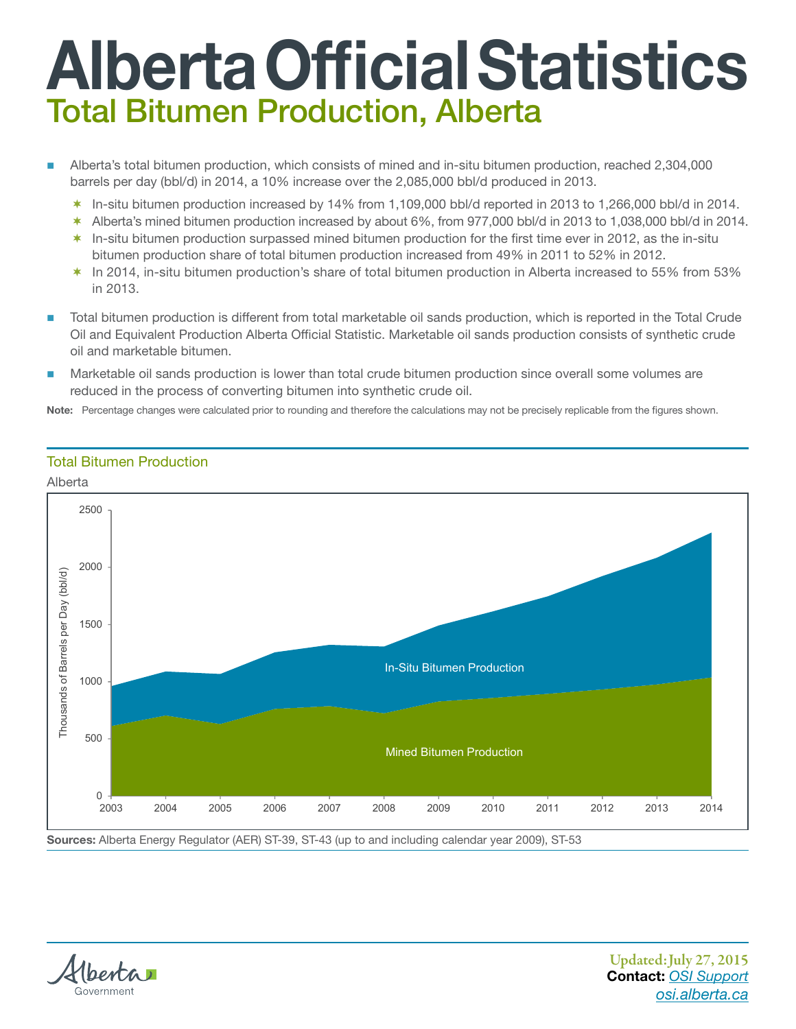# Alberta Official Statistics

## Total Bitumen Production, Alberta

- Alberta's total bitumen production, which consists of mined and in-situ bitumen production, reached 2,304,000 barrels per day (bbl/d) in 2014, a 10% increase over the 2,085,000 bbl/d produced in 2013.
  - In-situ bitumen production increased by 14% from 1,109,000 bbl/d reported in 2013 to 1,266,000 bbl/d in 2014.
  - Alberta's mined bitumen production increased by about 6%, from 977,000 bbl/d in 2013 to 1,038,000 bbl/d in 2014.
  - In-situ bitumen production surpassed mined bitumen production for the first time ever in 2012, as the in-situ bitumen production share of total bitumen production increased from 49% in 2011 to 52% in 2012.
  - In 2014, in-situ bitumen production's share of total bitumen production in Alberta increased to 55% from 53% in 2013.
- Total bitumen production is different from total marketable oil sands production, which is reported in the Total Crude Oil and Equivalent Production Alberta Official Statistic. Marketable oil sands production consists of synthetic crude oil and marketable bitumen.
- Marketable oil sands production is lower than total crude bitumen production since overall some volumes are reduced in the process of converting bitumen into synthetic crude oil.

**Note:** Percentage changes were calculated prior to rounding and therefore the calculations may not be precisely replicable from the figures shown.

### Total Bitumen Production

Alberta

**Sources:** Alberta Energy Regulator (AER) ST-39, ST-43 (up to and including calendar year 2009), ST-53

Updated: July 27, 2015

**Contact:** OSI Support

osi.alberta.ca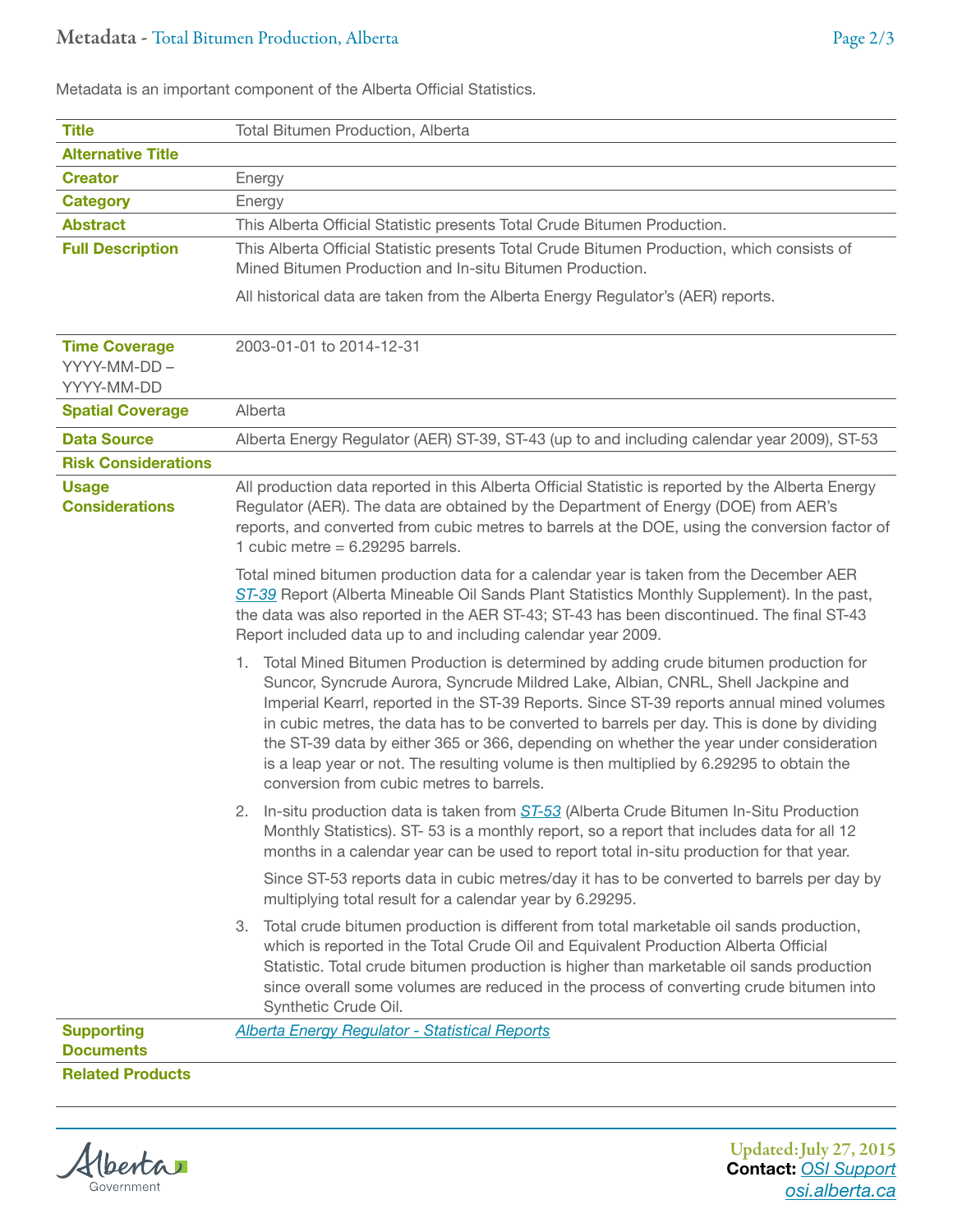Metadata is an important component of the Alberta Official Statistics.

| | |
|---|---|
| **Title** | Total Bitumen Production, Alberta |
| **Alternative Title** | |
| **Creator** | Energy |
| **Category** | Energy |
| **Abstract** | This Alberta Official Statistic presents Total Crude Bitumen Production. |
| **Full Description** | This Alberta Official Statistic presents Total Crude Bitumen Production, which consists of Mined Bitumen Production and In-situ Bitumen Production.<br><br>All historical data are taken from the Alberta Energy Regulator's (AER) reports. |
| **Time Coverage** YYYY-MM-DD – YYYY-MM-DD | 2003-01-01 to 2014-12-31 |
| **Spatial Coverage** | Alberta |
| **Data Source** | Alberta Energy Regulator (AER) ST-39, ST-43 (up to and including calendar year 2009), ST-53 |
| **Risk Considerations** | |
| **Usage Considerations** | All production data reported in this Alberta Official Statistic is reported by the Alberta Energy Regulator (AER). The data are obtained by the Department of Energy (DOE) from AER's reports, and converted from cubic metres to barrels at the DOE, using the conversion factor of 1 cubic metre = 6.29295 barrels.<br><br>Total mined bitumen production data for a calendar year is taken from the December AER *ST-39* Report (Alberta Mineable Oil Sands Plant Statistics Monthly Supplement). In the past, the data was also reported in the AER ST-43; ST-43 has been discontinued. The final ST-43 Report included data up to and including calendar year 2009.<br><br>1. Total Mined Bitumen Production is determined by adding crude bitumen production for Suncor, Syncrude Aurora, Syncrude Mildred Lake, Albian, CNRL, Shell Jackpine and Imperial Kearrl, reported in the ST-39 Reports. Since ST-39 reports annual mined volumes in cubic metres, the data has to be converted to barrels per day. This is done by dividing the ST-39 data by either 365 or 366, depending on whether the year under consideration is a leap year or not. The resulting volume is then multiplied by 6.29295 to obtain the conversion from cubic metres to barrels.<br><br>2. In-situ production data is taken from *ST-53* (Alberta Crude Bitumen In-Situ Production Monthly Statistics). ST- 53 is a monthly report, so a report that includes data for all 12 months in a calendar year can be used to report total in-situ production for that year.<br><br>Since ST-53 reports data in cubic metres/day it has to be converted to barrels per day by multiplying total result for a calendar year by 6.29295.<br><br>3. Total crude bitumen production is different from total marketable oil sands production, which is reported in the Total Crude Oil and Equivalent Production Alberta Official Statistic. Total crude bitumen production is higher than marketable oil sands production since overall some volumes are reduced in the process of converting crude bitumen into Synthetic Crude Oil. |
| **Supporting Documents** | *Alberta Energy Regulator - Statistical Reports* |
| **Related Products** | |

Updated: July 27, 2015
**Contact:** *OSI Support*
*osi.alberta.ca*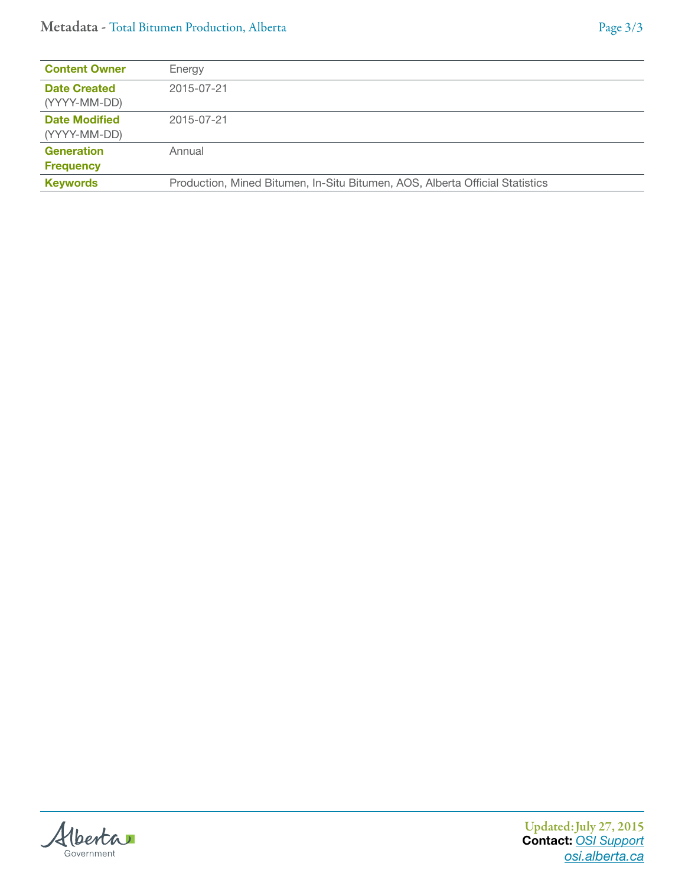| | |
|---|---|
| **Content Owner** | Energy |
| **Date Created** (YYYY-MM-DD) | 2015-07-21 |
| **Date Modified** (YYYY-MM-DD) | 2015-07-21 |
| **Generation Frequency** | Annual |
| **Keywords** | Production, Mined Bitumen, In-Situ Bitumen, AOS, Alberta Official Statistics |